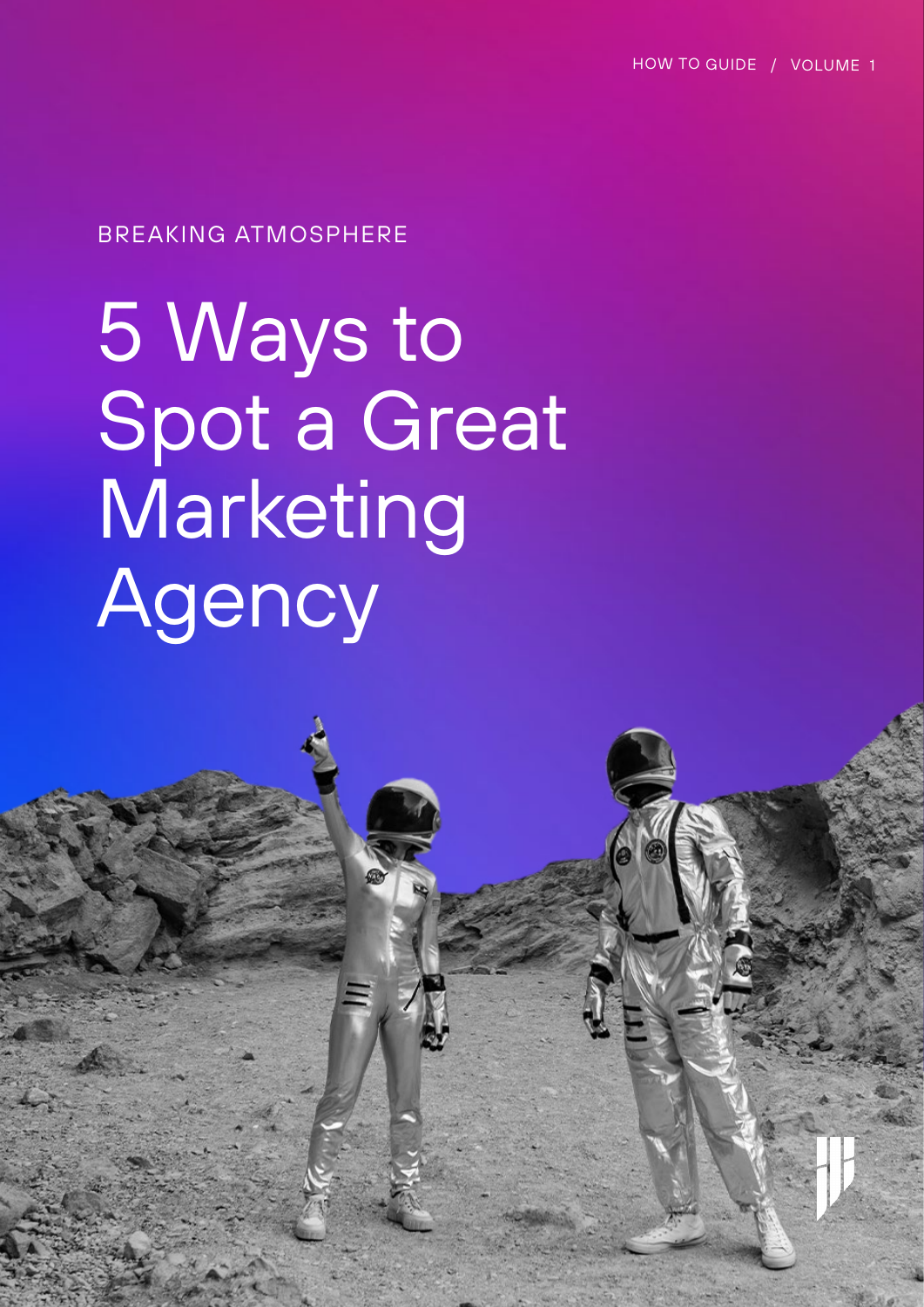HOW TO GUIDE / VOLUME 1

BREAKING ATMOSPHERE

# 5 Ways to Spot a Great Marketing Agency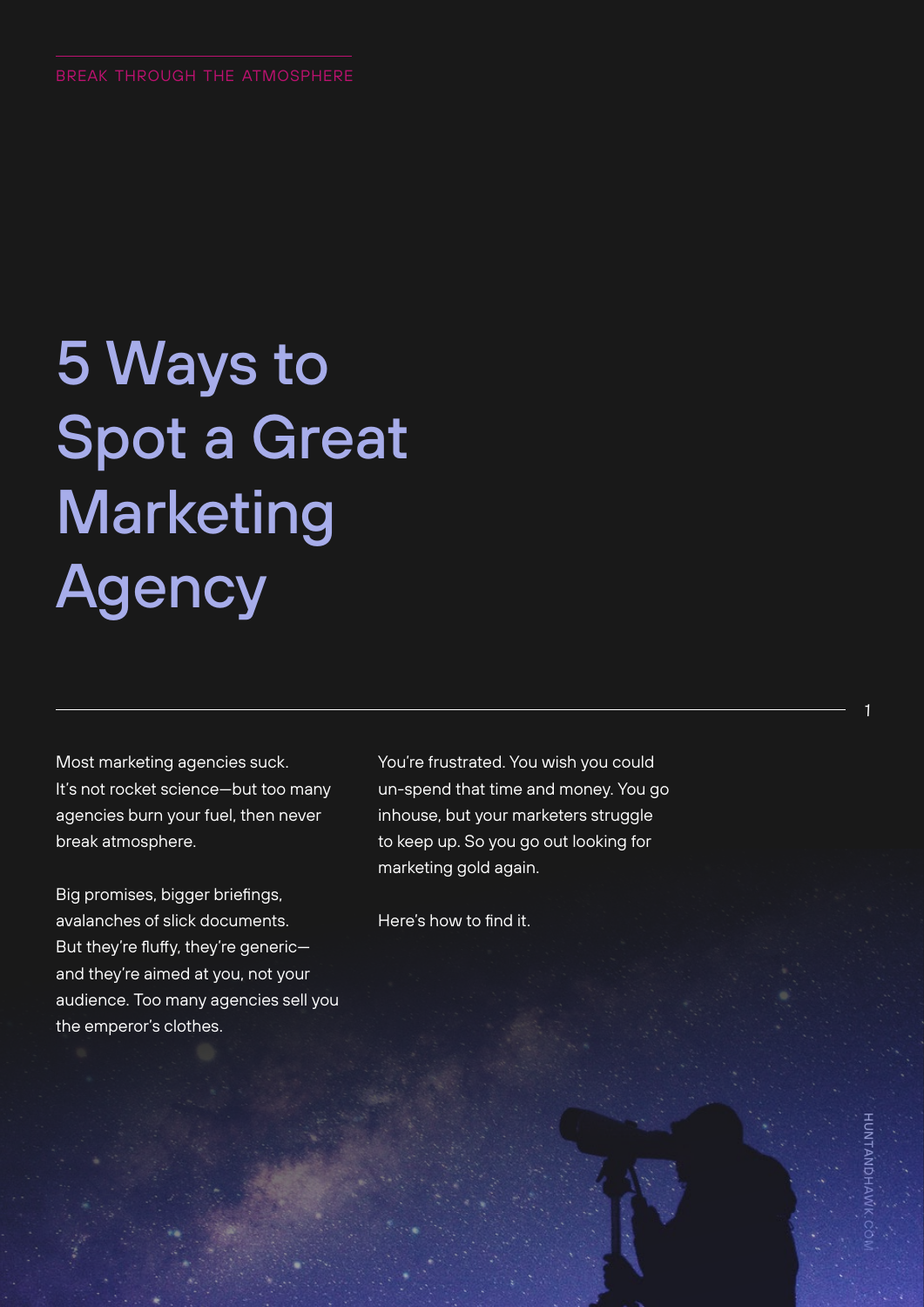BREAK THROUGH THE ATMOSPHERE

# 5 Ways to Spot a Great Marketing Agency

Most marketing agencies suck.
It's not rocket science—but too many agencies burn your fuel, then never break atmosphere.

Big promises, bigger briefings, avalanches of slick documents.
But they're fluffy, they're generic—and they're aimed at you, not your audience. Too many agencies sell you the emperor's clothes.

You're frustrated. You wish you could un-spend that time and money. You go inhouse, but your marketers struggle to keep up. So you go out looking for marketing gold again.

Here's how to find it.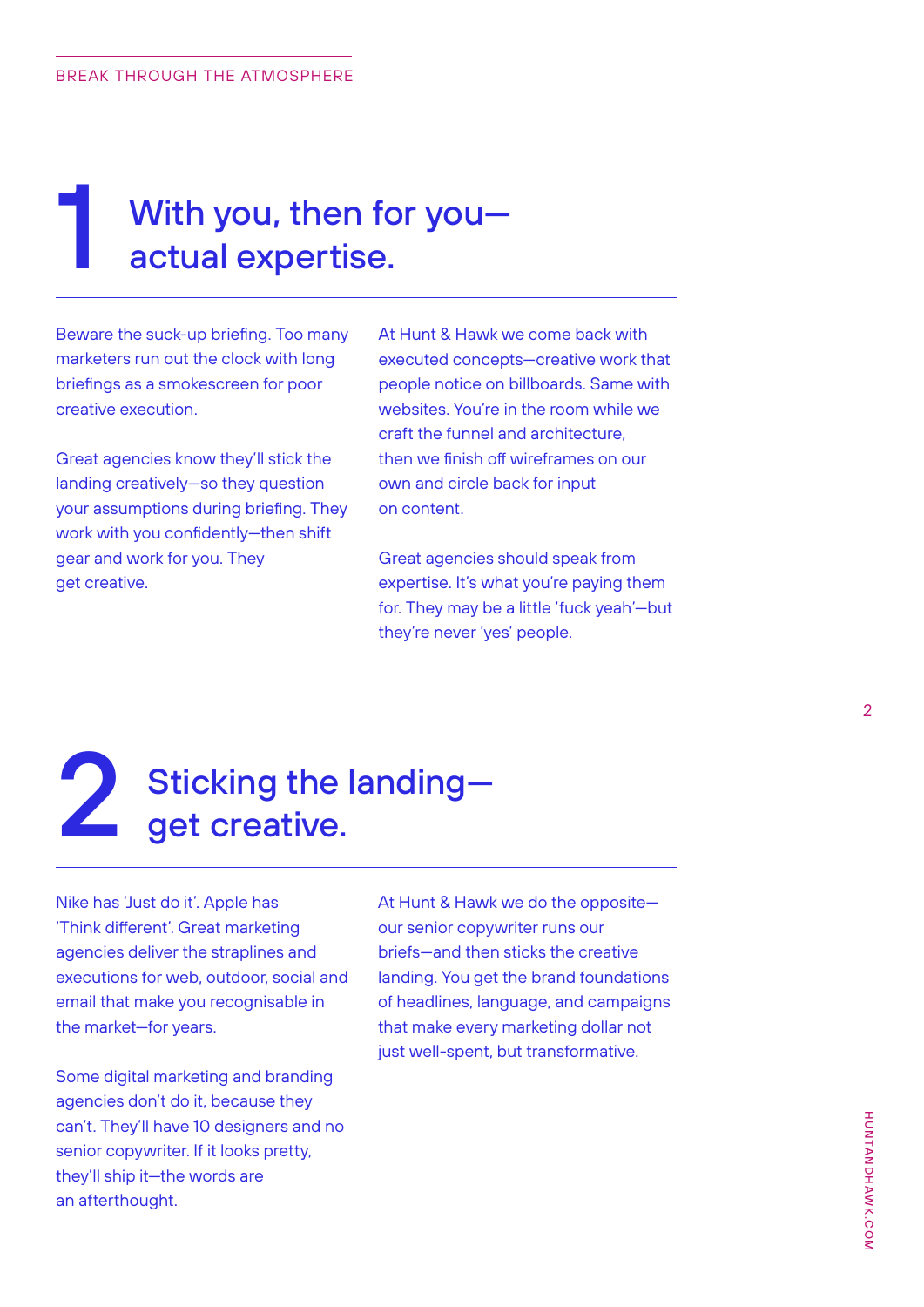## 1 With you, then for you—actual expertise.

Beware the suck-up briefing. Too many marketers run out the clock with long briefings as a smokescreen for poor creative execution.

Great agencies know they'll stick the landing creatively—so they question your assumptions during briefing. They work with you confidently—then shift gear and work for you. They get creative.

At Hunt & Hawk we come back with executed concepts—creative work that people notice on billboards. Same with websites. You're in the room while we craft the funnel and architecture, then we finish off wireframes on our own and circle back for input on content.

Great agencies should speak from expertise. It's what you're paying them for. They may be a little 'fuck yeah'—but they're never 'yes' people.

## 2 Sticking the landing—get creative.

Nike has 'Just do it'. Apple has 'Think different'. Great marketing agencies deliver the straplines and executions for web, outdoor, social and email that make you recognisable in the market—for years.

Some digital marketing and branding agencies don't do it, because they can't. They'll have 10 designers and no senior copywriter. If it looks pretty, they'll ship it—the words are an afterthought.

At Hunt & Hawk we do the opposite—our senior copywriter runs our briefs—and then sticks the creative landing. You get the brand foundations of headlines, language, and campaigns that make every marketing dollar not just well-spent, but transformative.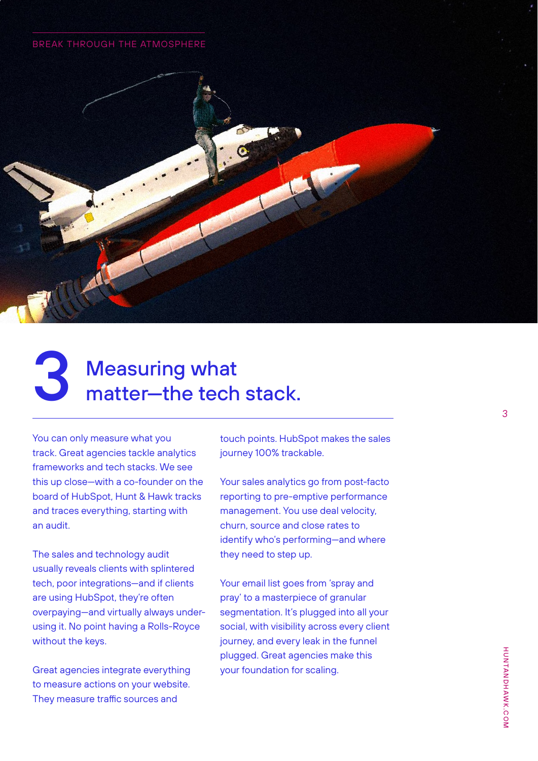BREAK THROUGH THE ATMOSPHERE

# 3 Measuring what matter—the tech stack.

You can only measure what you track. Great agencies tackle analytics frameworks and tech stacks. We see this up close—with a co-founder on the board of HubSpot, Hunt & Hawk tracks and traces everything, starting with an audit.

The sales and technology audit usually reveals clients with splintered tech, poor integrations—and if clients are using HubSpot, they're often overpaying—and virtually always under-using it. No point having a Rolls-Royce without the keys.

Great agencies integrate everything to measure actions on your website. They measure traffic sources and touch points. HubSpot makes the sales journey 100% trackable.

Your sales analytics go from post-facto reporting to pre-emptive performance management. You use deal velocity, churn, source and close rates to identify who's performing—and where they need to step up.

Your email list goes from 'spray and pray' to a masterpiece of granular segmentation. It's plugged into all your social, with visibility across every client journey, and every leak in the funnel plugged. Great agencies make this your foundation for scaling.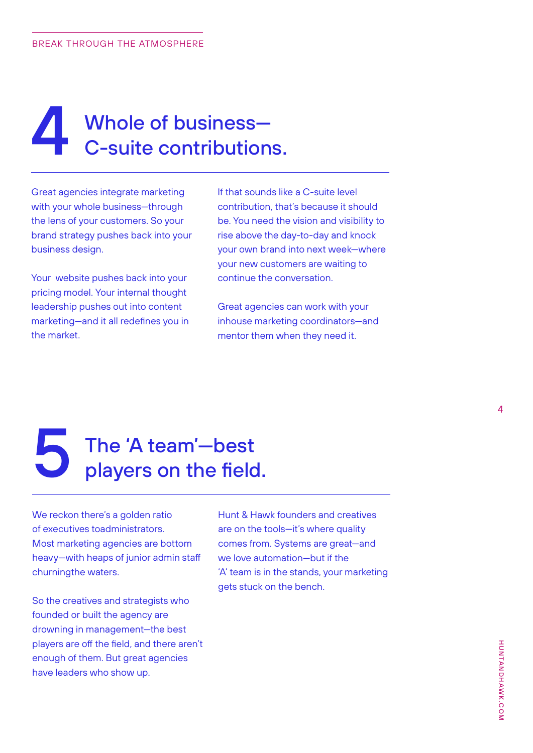## 4 Whole of business—C-suite contributions.

Great agencies integrate marketing with your whole business—through the lens of your customers. So your brand strategy pushes back into your business design.

Your website pushes back into your pricing model. Your internal thought leadership pushes out into content marketing—and it all redefines you in the market.

If that sounds like a C-suite level contribution, that's because it should be. You need the vision and visibility to rise above the day-to-day and knock your own brand into next week—where your new customers are waiting to continue the conversation.

Great agencies can work with your inhouse marketing coordinators—and mentor them when they need it.

## 5 The 'A team'—best players on the field.

We reckon there's a golden ratio of executives toadministrators. Most marketing agencies are bottom heavy—with heaps of junior admin staff churningthe waters.

So the creatives and strategists who founded or built the agency are drowning in management—the best players are off the field, and there aren't enough of them. But great agencies have leaders who show up.

Hunt & Hawk founders and creatives are on the tools—it's where quality comes from. Systems are great—and we love automation—but if the 'A' team is in the stands, your marketing gets stuck on the bench.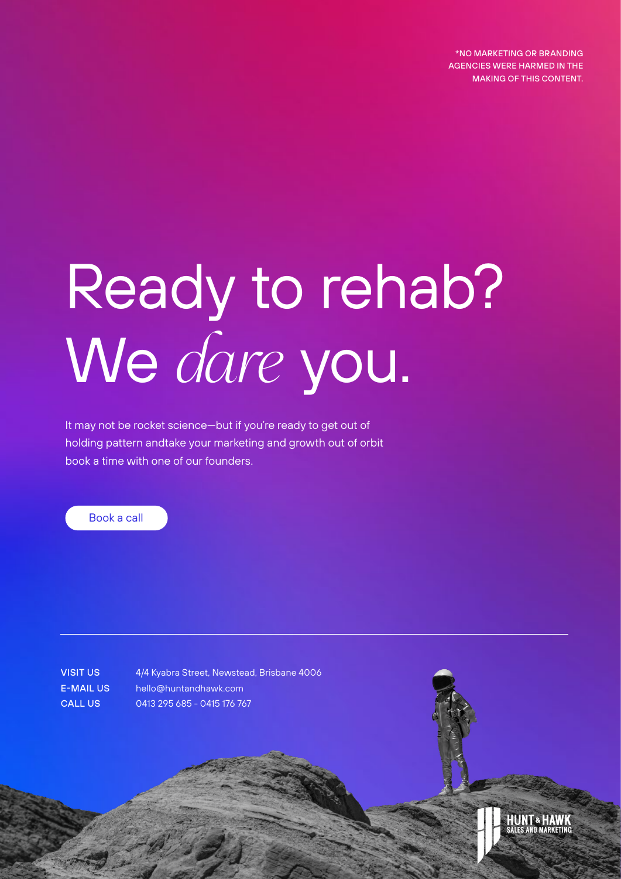*NO MARKETING OR BRANDING AGENCIES WERE HARMED IN THE MAKING OF THIS CONTENT.

# Ready to rehab? We *dare* you.

It may not be rocket science—but if you're ready to get out of holding pattern andtake your marketing and growth out of orbit book a time with one of our founders.

Book a call

---

**VISIT US** 4/4 Kyabra Street, Newstead, Brisbane 4006
**E-MAIL US** hello@huntandhawk.com
**CALL US** 0413 295 685 - 0415 176 767

HUNT & HAWK
SALES AND MARKETING